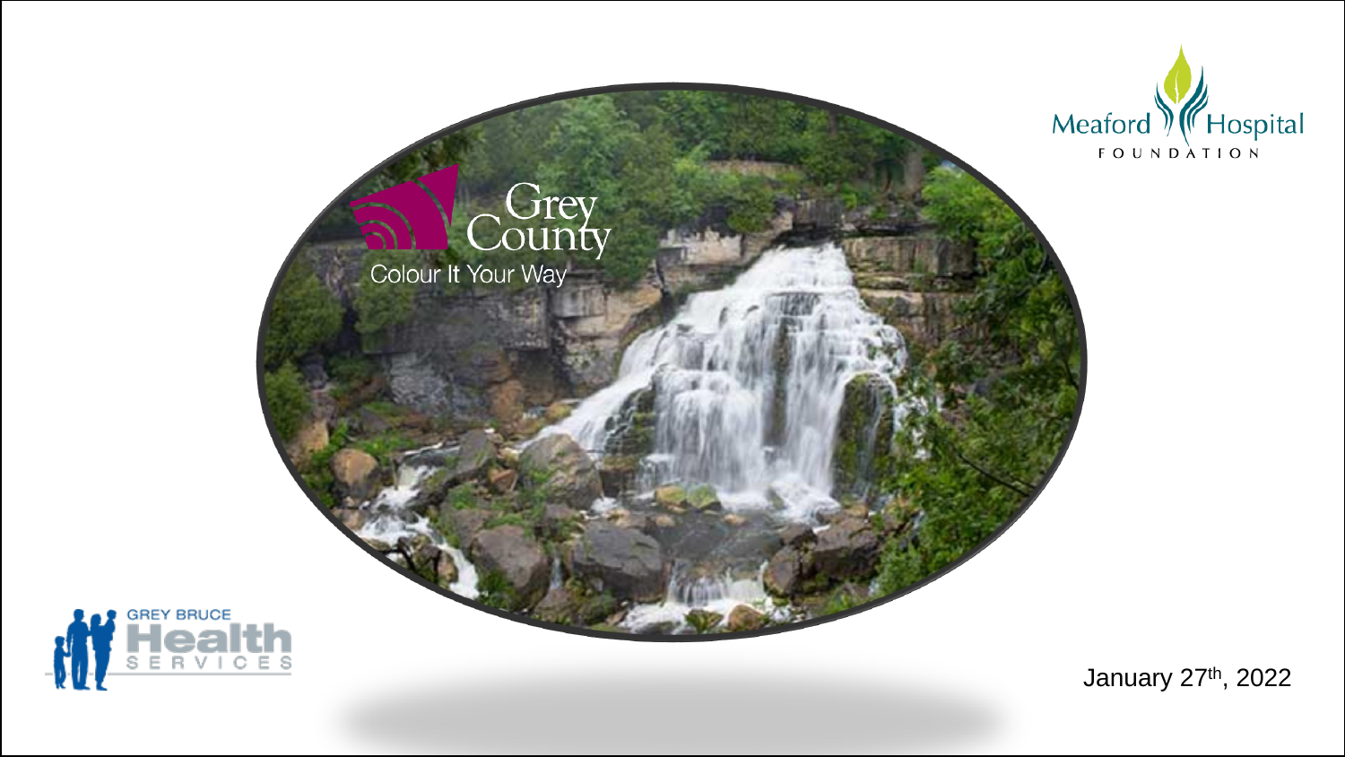Grey County

Colour It Your Way

Meaford Hospital

FOUNDATION

GREY BRUCE

Health

SERVICES

January 27th, 2022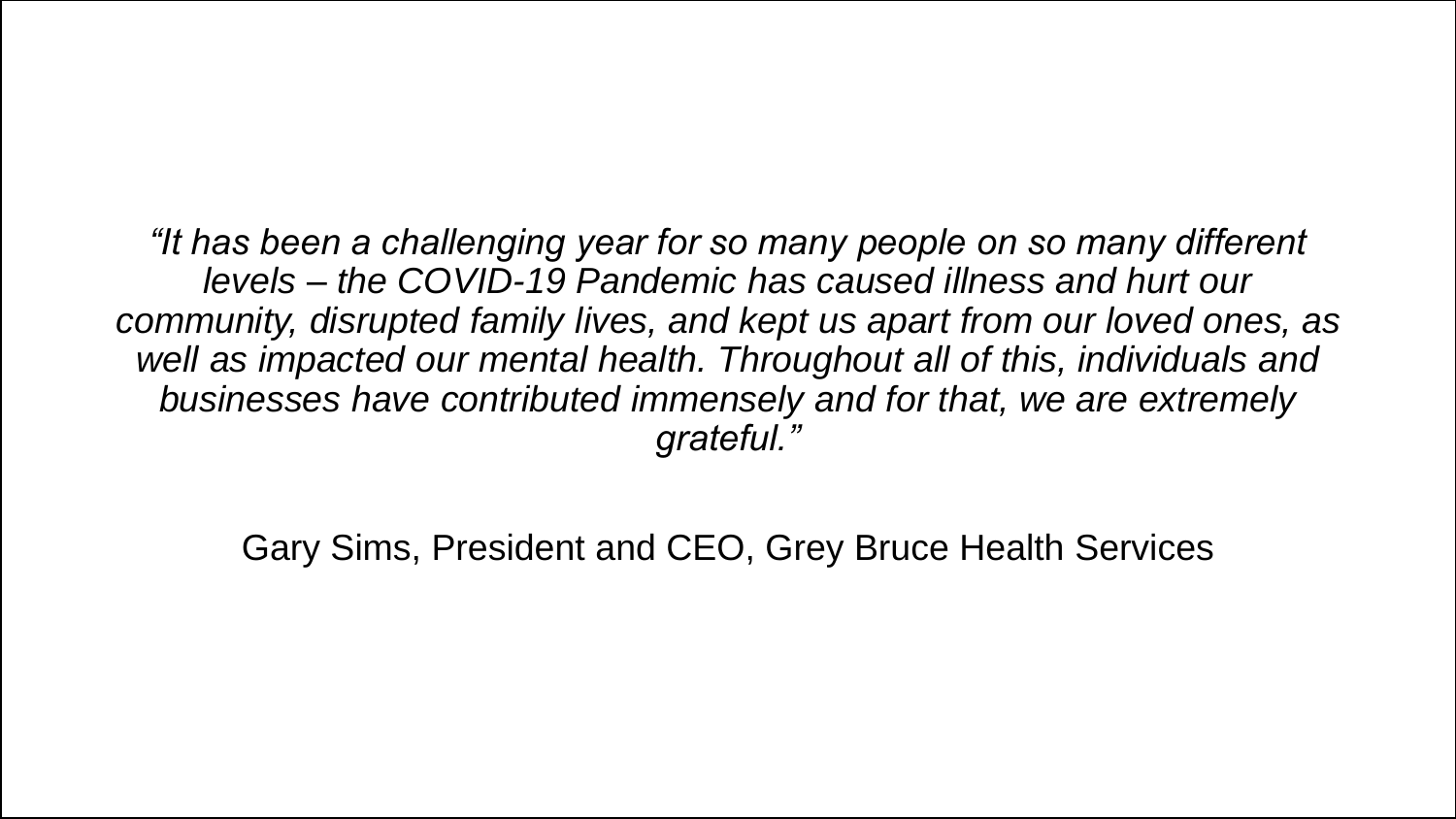*“It has been a challenging year for so many people on so many different levels – the COVID-19 Pandemic has caused illness and hurt our community, disrupted family lives, and kept us apart from our loved ones, as well as impacted our mental health. Throughout all of this, individuals and businesses have contributed immensely and for that, we are extremely grateful.”*

Gary Sims, President and CEO, Grey Bruce Health Services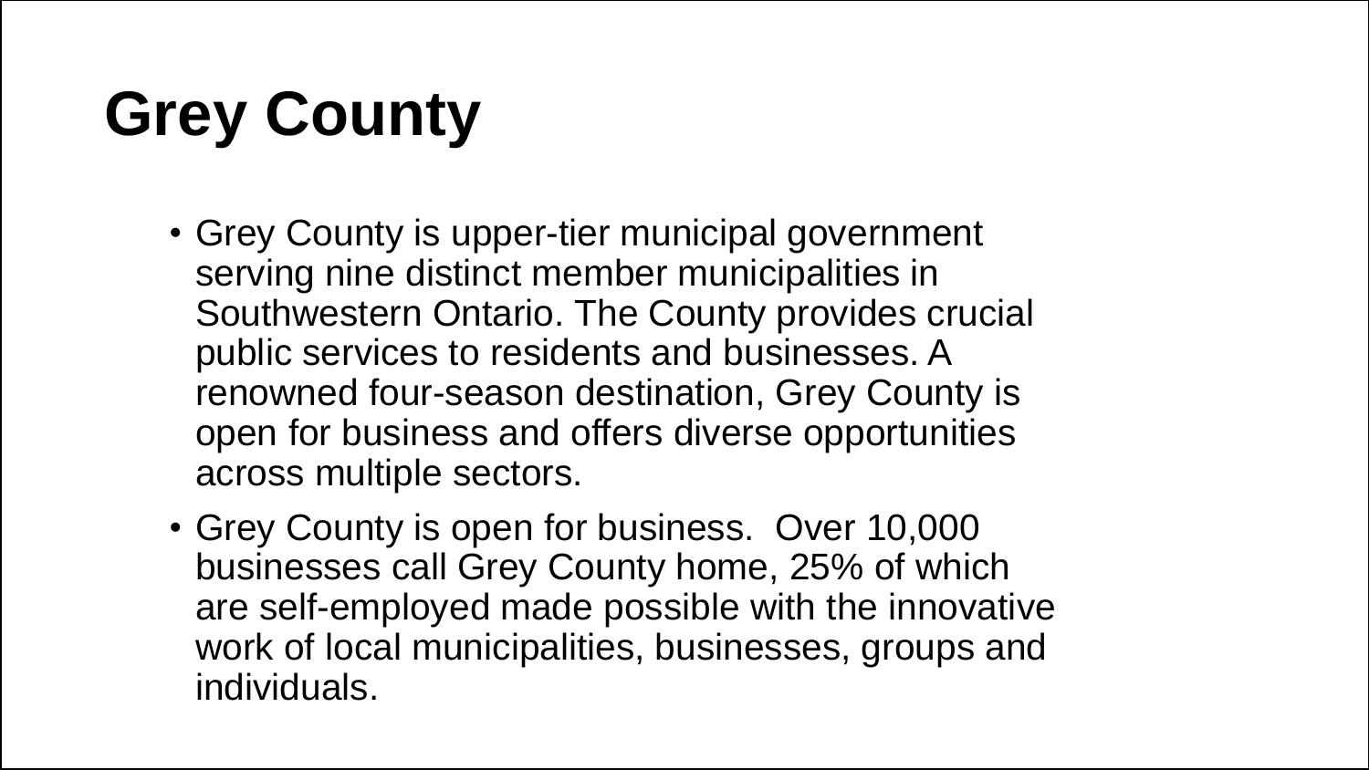# Grey County

- Grey County is upper-tier municipal government serving nine distinct member municipalities in Southwestern Ontario. The County provides crucial public services to residents and businesses. A renowned four-season destination, Grey County is open for business and offers diverse opportunities across multiple sectors.
- Grey County is open for business. Over 10,000 businesses call Grey County home, 25% of which are self-employed made possible with the innovative work of local municipalities, businesses, groups and individuals.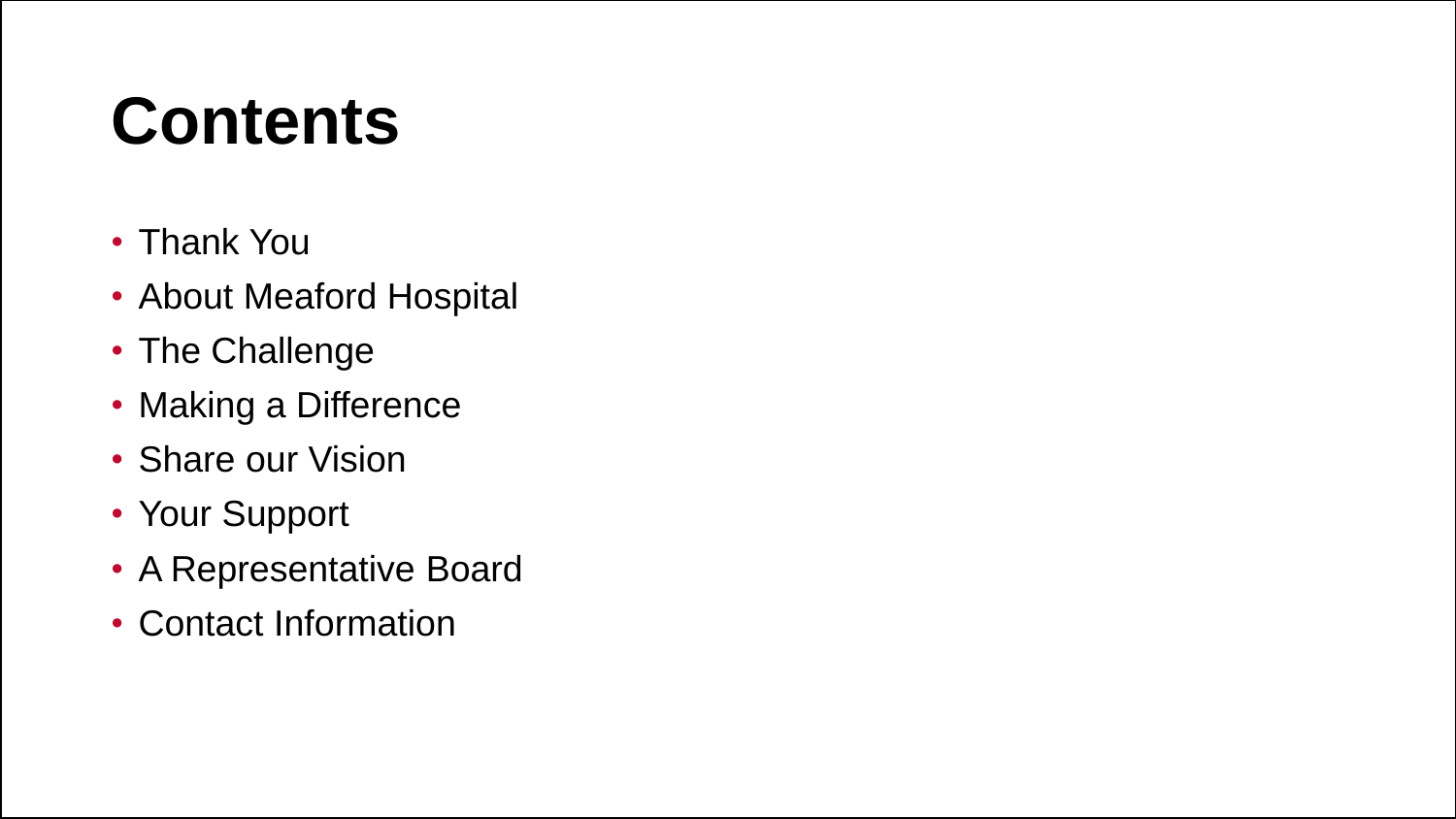# Contents

- Thank You
- About Meaford Hospital
- The Challenge
- Making a Difference
- Share our Vision
- Your Support
- A Representative Board
- Contact Information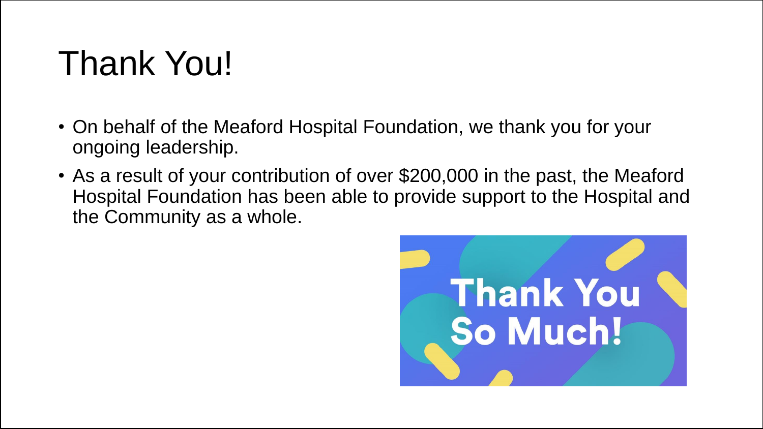# Thank You!

- On behalf of the Meaford Hospital Foundation, we thank you for your ongoing leadership.
- As a result of your contribution of over $200,000 in the past, the Meaford Hospital Foundation has been able to provide support to the Hospital and the Community as a whole.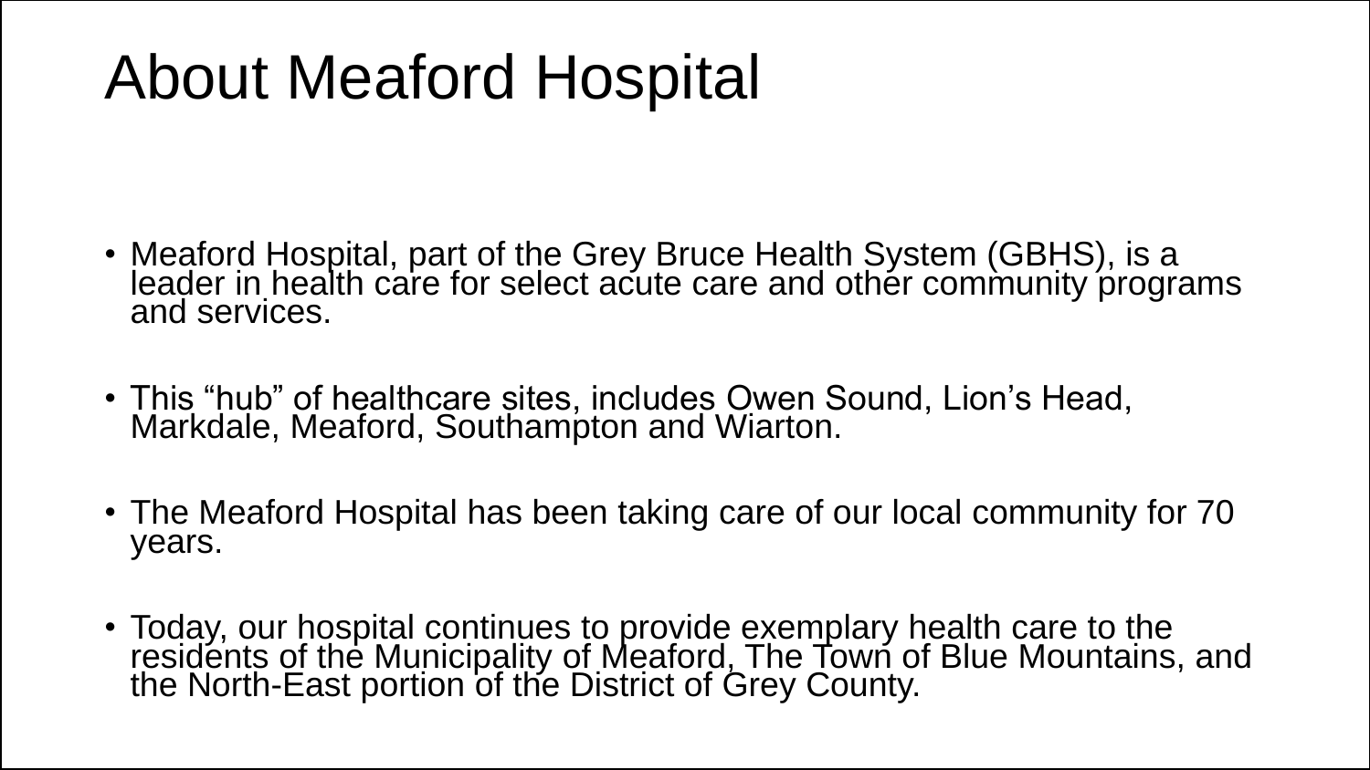# About Meaford Hospital

- Meaford Hospital, part of the Grey Bruce Health System (GBHS), is a leader in health care for select acute care and other community programs and services.
- This “hub” of healthcare sites, includes Owen Sound, Lion’s Head, Markdale, Meaford, Southampton and Wiarton.
- The Meaford Hospital has been taking care of our local community for 70 years.
- Today, our hospital continues to provide exemplary health care to the residents of the Municipality of Meaford, The Town of Blue Mountains, and the North-East portion of the District of Grey County.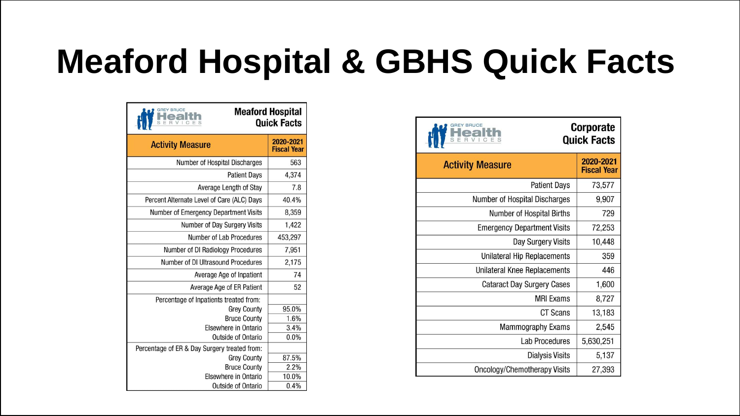# Meaford Hospital & GBHS Quick Facts

**Grey Bruce Health Services — Meaford Hospital Quick Facts**

| Activity Measure | 2020-2021 Fiscal Year |
|---|---|
| Number of Hospital Discharges | 563 |
| Patient Days | 4,374 |
| Average Length of Stay | 7.8 |
| Percent Alternate Level of Care (ALC) Days | 40.4% |
| Number of Emergency Department Visits | 8,359 |
| Number of Day Surgery Visits | 1,422 |
| Number of Lab Procedures | 453,297 |
| Number of DI Radiology Procedures | 7,951 |
| Number of DI Ultrasound Procedures | 2,175 |
| Average Age of Inpatient | 74 |
| Average Age of ER Patient | 52 |
| Percentage of Inpatients treated from: | |
| Grey County | 95.0% |
| Bruce County | 1.6% |
| Elsewhere in Ontario | 3.4% |
| Outside of Ontario | 0.0% |
| Percentage of ER & Day Surgery treated from: | |
| Grey County | 87.5% |
| Bruce County | 2.2% |
| Elsewhere in Ontario | 10.0% |
| Outside of Ontario | 0.4% |

**Grey Bruce Health Services — Corporate Quick Facts**

| Activity Measure | 2020-2021 Fiscal Year |
|---|---|
| Patient Days | 73,577 |
| Number of Hospital Discharges | 9,907 |
| Number of Hospital Births | 729 |
| Emergency Department Visits | 72,253 |
| Day Surgery Visits | 10,448 |
| Unilateral Hip Replacements | 359 |
| Unilateral Knee Replacements | 446 |
| Cataract Day Surgery Cases | 1,600 |
| MRI Exams | 8,727 |
| CT Scans | 13,183 |
| Mammography Exams | 2,545 |
| Lab Procedures | 5,630,251 |
| Dialysis Visits | 5,137 |
| Oncology/Chemotherapy Visits | 27,393 |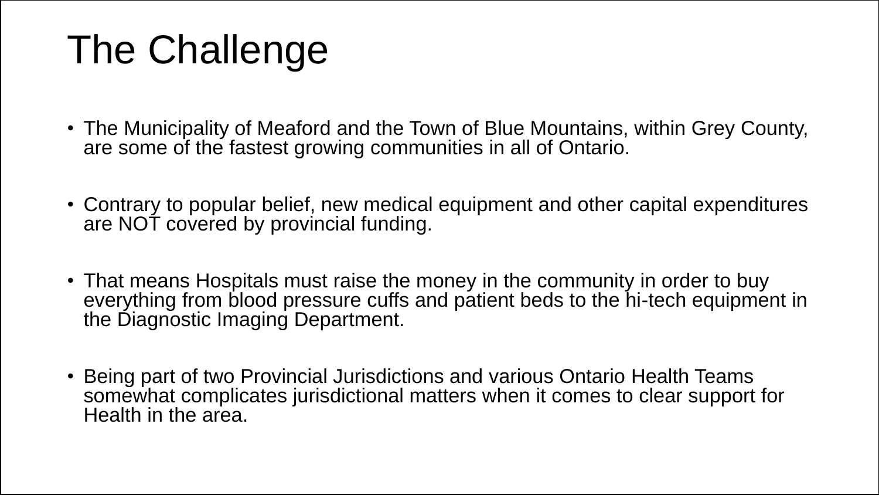# The Challenge

- The Municipality of Meaford and the Town of Blue Mountains, within Grey County, are some of the fastest growing communities in all of Ontario.

- Contrary to popular belief, new medical equipment and other capital expenditures are NOT covered by provincial funding.

- That means Hospitals must raise the money in the community in order to buy everything from blood pressure cuffs and patient beds to the hi-tech equipment in the Diagnostic Imaging Department.

- Being part of two Provincial Jurisdictions and various Ontario Health Teams somewhat complicates jurisdictional matters when it comes to clear support for Health in the area.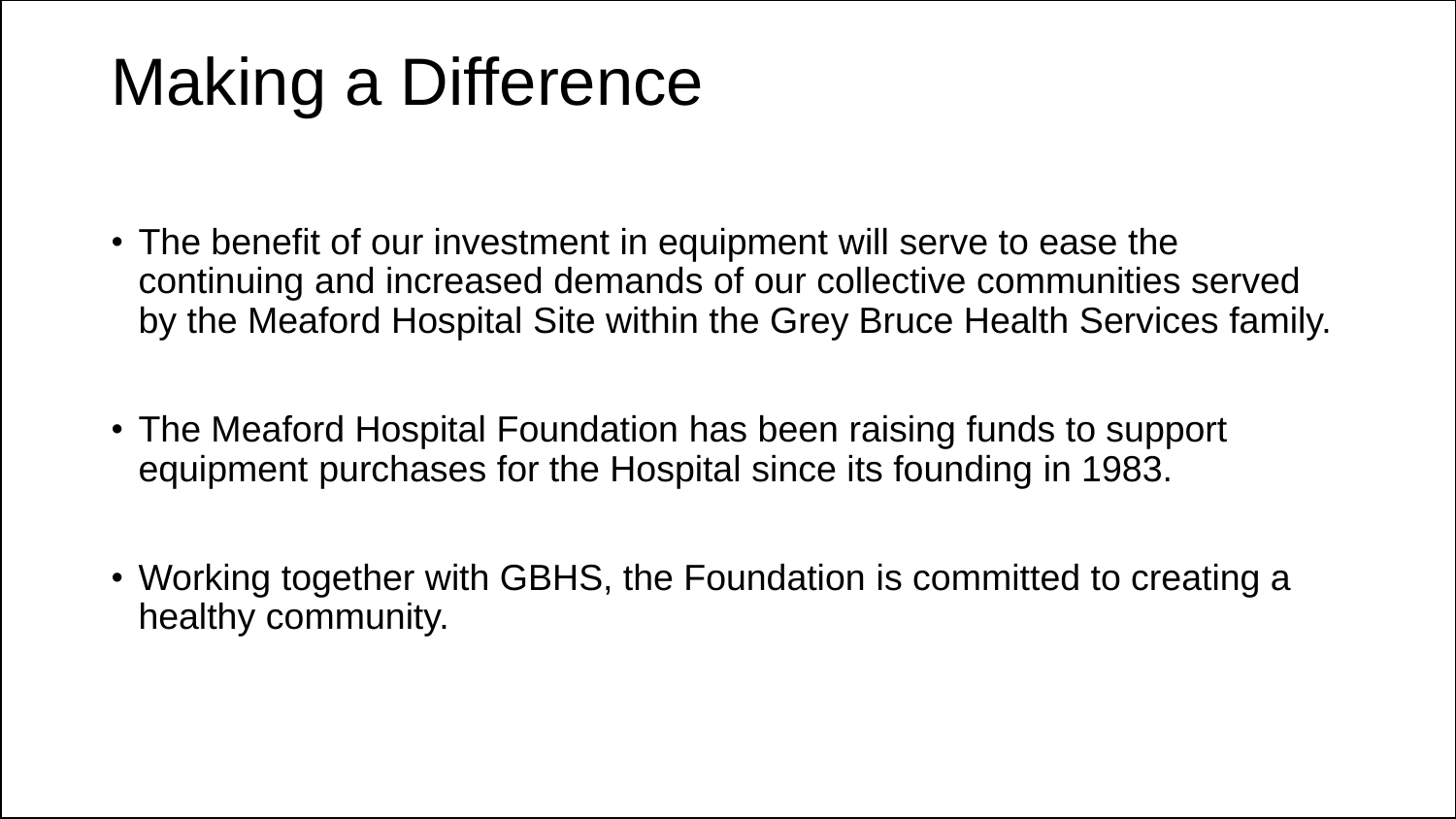# Making a Difference

- The benefit of our investment in equipment will serve to ease the continuing and increased demands of our collective communities served by the Meaford Hospital Site within the Grey Bruce Health Services family.
- The Meaford Hospital Foundation has been raising funds to support equipment purchases for the Hospital since its founding in 1983.
- Working together with GBHS, the Foundation is committed to creating a healthy community.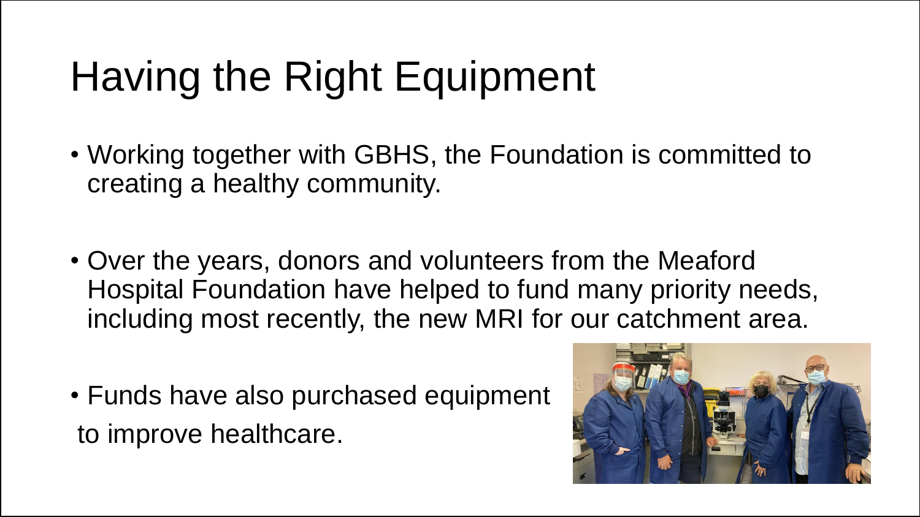# Having the Right Equipment

- Working together with GBHS, the Foundation is committed to creating a healthy community.
- Over the years, donors and volunteers from the Meaford Hospital Foundation have helped to fund many priority needs, including most recently, the new MRI for our catchment area.
- Funds have also purchased equipment to improve healthcare.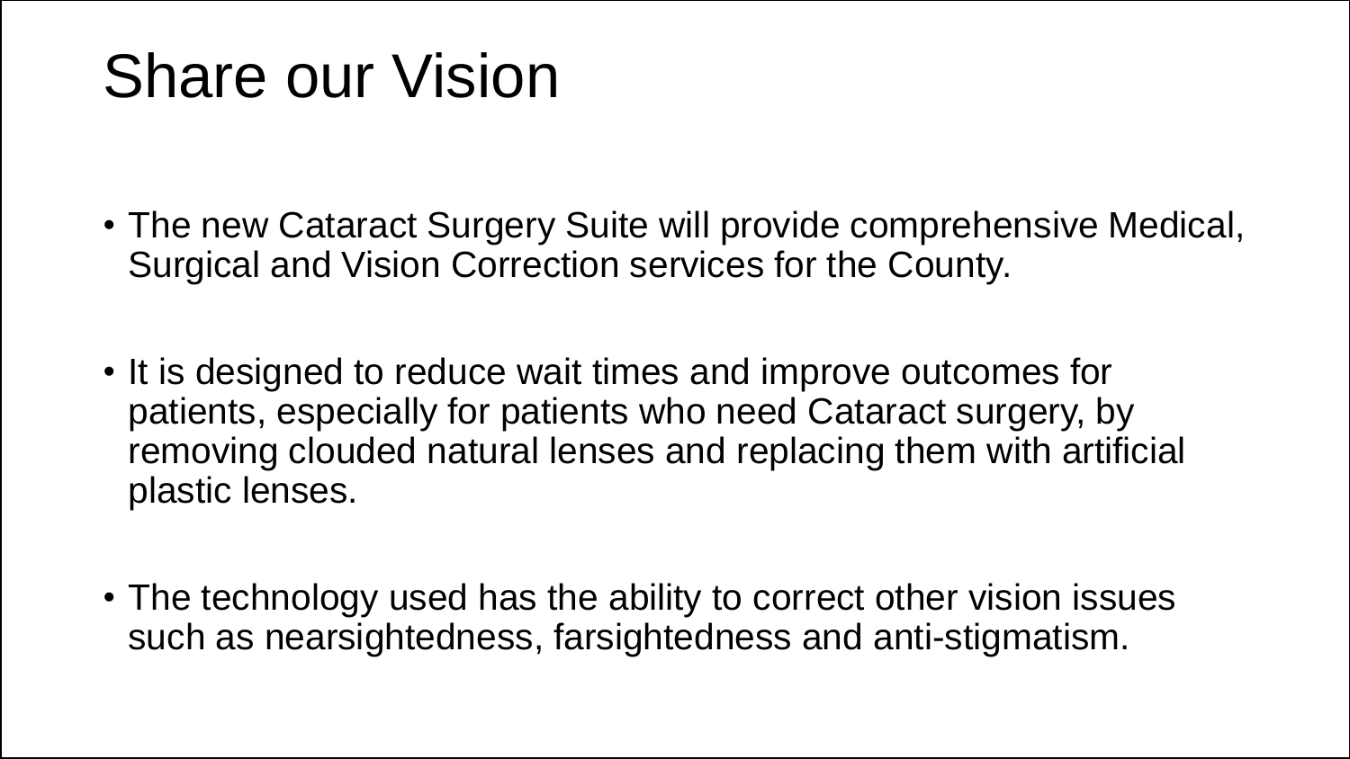# Share our Vision

- The new Cataract Surgery Suite will provide comprehensive Medical, Surgical and Vision Correction services for the County.

- It is designed to reduce wait times and improve outcomes for patients, especially for patients who need Cataract surgery, by removing clouded natural lenses and replacing them with artificial plastic lenses.

- The technology used has the ability to correct other vision issues such as nearsightedness, farsightedness and anti-stigmatism.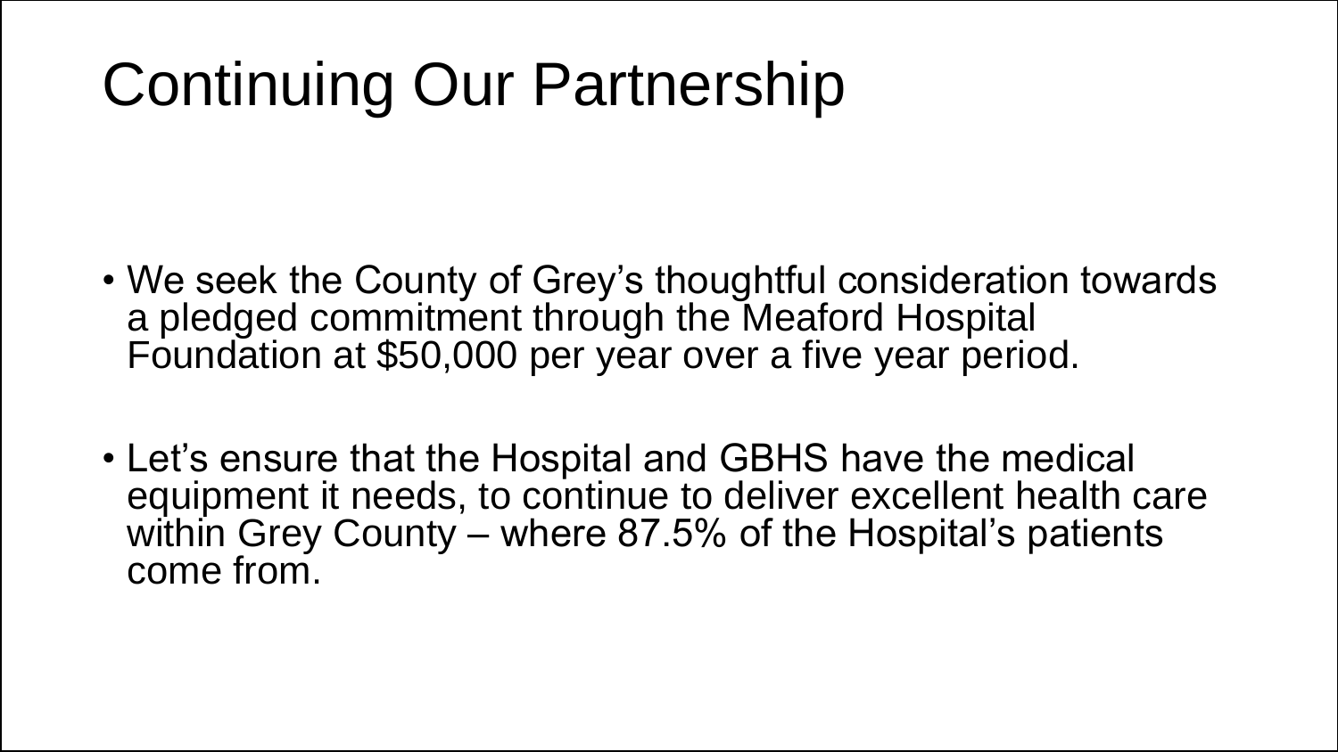# Continuing Our Partnership

- We seek the County of Grey's thoughtful consideration towards a pledged commitment through the Meaford Hospital Foundation at $50,000 per year over a five year period.
- Let's ensure that the Hospital and GBHS have the medical equipment it needs, to continue to deliver excellent health care within Grey County – where 87.5% of the Hospital's patients come from.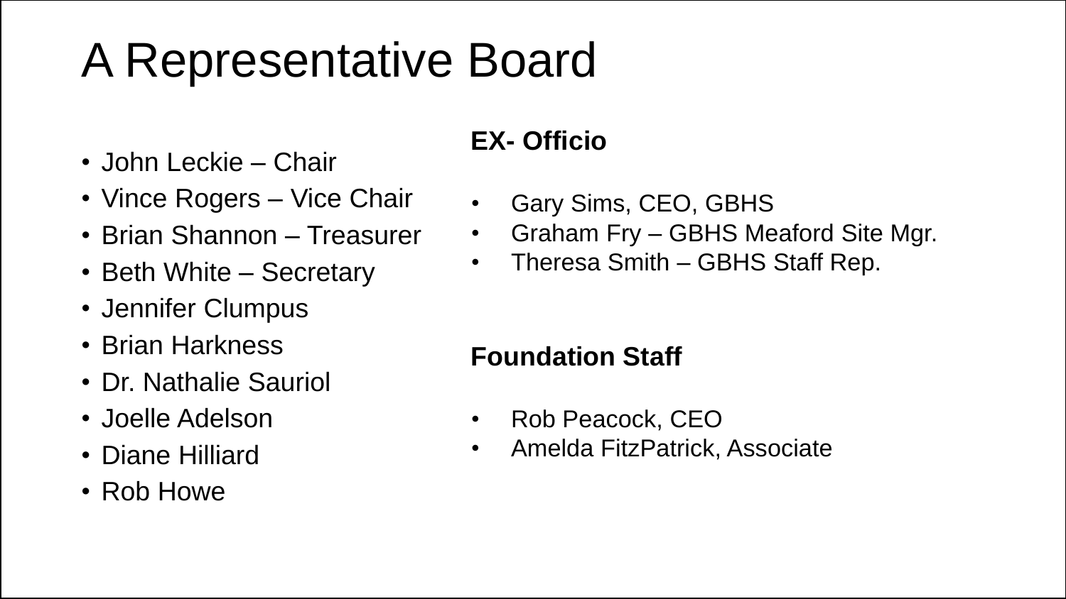# A Representative Board

- John Leckie – Chair
- Vince Rogers – Vice Chair
- Brian Shannon – Treasurer
- Beth White – Secretary
- Jennifer Clumpus
- Brian Harkness
- Dr. Nathalie Sauriol
- Joelle Adelson
- Diane Hilliard
- Rob Howe

**EX- Officio**

- Gary Sims, CEO, GBHS
- Graham Fry – GBHS Meaford Site Mgr.
- Theresa Smith – GBHS Staff Rep.

**Foundation Staff**

- Rob Peacock, CEO
- Amelda FitzPatrick, Associate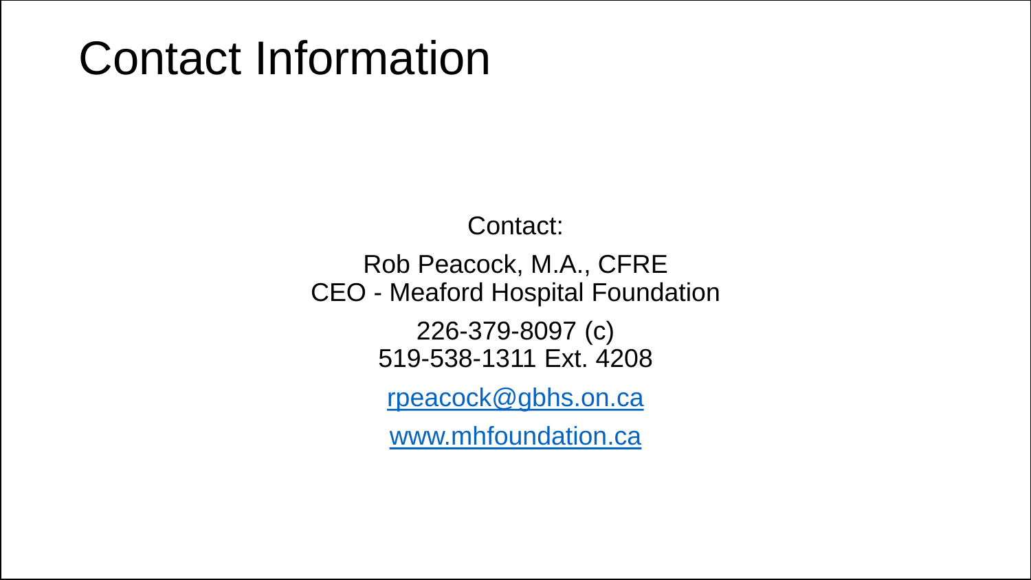# Contact Information

Contact:

Rob Peacock, M.A., CFRE
CEO - Meaford Hospital Foundation

226-379-8097 (c)
519-538-1311 Ext. 4208

rpeacock@gbhs.on.ca

www.mhfoundation.ca